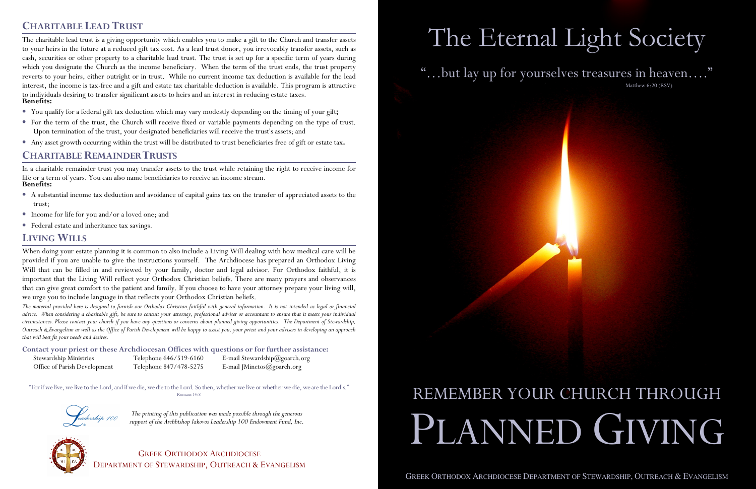## CHARITABLE LEAD TRUST

The charitable lead trust is a giving opportunity which enables you to make a gift to the Church and transfer assets to your heirs in the future at a reduced gift tax cost. As a lead trust donor, you irrevocably transfer assets, such as cash, securities or other property to a charitable lead trust. The trust is set up for a specific term of years during which you designate the Church as the income beneficiary. When the term of the trust ends, the trust property reverts to your heirs, either outright or in trust. While no current income tax deduction is available for the lead interest, the income is tax-free and a gift and estate tax charitable deduction is available. This program is attractive to individuals desiring to transfer significant assets to heirs and an interest in reducing estate taxes.

**Benefits:**

- You qualify for a federal gift tax deduction which may vary modestly depending on the timing of your gift**;**
- For the term of the trust, the Church will receive fixed or variable payments depending on the type of trust. Upon termination of the trust, your designated beneficiaries will receive the trust's assets; and
- Any asset growth occurring within the trust will be distributed to trust beneficiaries free of gift or estate tax**.**

## CHARITABLE REMAINDER TRUSTS

In a charitable remainder trust you may transfer assets to the trust while retaining the right to receive income for life or a term of years. You can also name beneficiaries to receive an income stream.

**Benefits:**

- A substantial income tax deduction and avoidance of capital gains tax on the transfer of appreciated assets to the trust;
- Income for life for you and/or a loved one; and
- Federal estate and inheritance tax savings.

## LIVING WILLS

When doing your estate planning it is common to also include a Living Will dealing with how medical care will be provided if you are unable to give the instructions yourself. The Archdiocese has prepared an Orthodox Living Will that can be filled in and reviewed by your family, doctor and legal advisor. For Orthodox faithful, it is important that the Living Will reflect your Orthodox Christian beliefs. There are many prayers and observances that can give great comfort to the patient and family. If you choose to have your attorney prepare your living will, we urge you to include language in that reflects your Orthodox Christian beliefs.

*The material provided here is designed to furnish our Orthodox Christian faithful with general information. It is not intended as legal or financial advice. When considering a charitable gift, be sure to consult your attorney, professional adviser or accountant to ensure that it meets your individual circumstances. Please contact your church if you have any questions or concerns about planned giving opportunities. The Department of Stewardship, Outreach & Evangelism as well as the Office of Parish Development will be happy to assist you, your priest and your advisers in developing an approach that will best fit your needs and desires.*

**Contact your priest or these Archdiocesan Offices with questions or for further assistance:**

| | | |
|---|---|---|
| Stewardship Ministries | Telephone 646/519-6160 | E-mail Stewardship@goarch.org |
| Office of Parish Development | Telephone 847/478-5275 | E-mail JMinetos@goarch.org |

"For if we live, we live to the Lord, and if we die, we die to the Lord. So then, whether we live or whether we die, we are the Lord's."
Romans 14:8

Leadership 100

*The printing of this publication was made possible through the generous support of the Archbishop Iakovos Leadership 100 Endowment Fund, Inc.*

GREEK ORTHODOX ARCHDIOCESE
DEPARTMENT OF STEWARDSHIP, OUTREACH & EVANGELISM

# The Eternal Light Society

"…but lay up for yourselves treasures in heaven…."
Matthew 6:20 (RSV)

REMEMBER YOUR CHURCH THROUGH

# PLANNED GIVING

GREEK ORTHODOX ARCHDIOCESE DEPARTMENT OF STEWARDSHIP, OUTREACH & EVANGELISM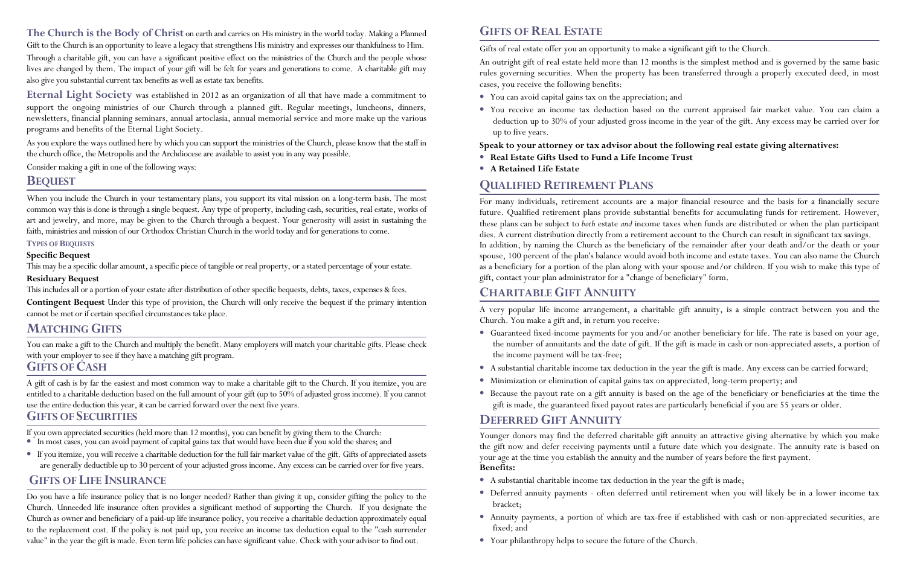**The Church is the Body of Christ** on earth and carries on His ministry in the world today. Making a Planned Gift to the Church is an opportunity to leave a legacy that strengthens His ministry and expresses our thankfulness to Him. Through a charitable gift, you can have a significant positive effect on the ministries of the Church and the people whose lives are changed by them. The impact of your gift will be felt for years and generations to come. A charitable gift may also give you substantial current tax benefits as well as estate tax benefits.

**Eternal Light Society** was established in 2012 as an organization of all that have made a commitment to support the ongoing ministries of our Church through a planned gift. Regular meetings, luncheons, dinners, newsletters, financial planning seminars, annual artoclasia, annual memorial service and more make up the various programs and benefits of the Eternal Light Society.

As you explore the ways outlined here by which you can support the ministries of the Church, please know that the staff in the church office, the Metropolis and the Archdiocese are available to assist you in any way possible.

Consider making a gift in one of the following ways:

## Bequest

When you include the Church in your testamentary plans, you support its vital mission on a long-term basis. The most common way this is done is through a single bequest. Any type of property, including cash, securities, real estate, works of art and jewelry, and more, may be given to the Church through a bequest. Your generosity will assist in sustaining the faith, ministries and mission of our Orthodox Christian Church in the world today and for generations to come.

### Types of Bequests

**Specific Bequest**

This may be a specific dollar amount, a specific piece of tangible or real property, or a stated percentage of your estate.

**Residuary Bequest**

This includes all or a portion of your estate after distribution of other specific bequests, debts, taxes, expenses & fees.

**Contingent Bequest** Under this type of provision, the Church will only receive the bequest if the primary intention cannot be met or if certain specified circumstances take place.

## Matching Gifts

You can make a gift to the Church and multiply the benefit. Many employers will match your charitable gifts. Please check with your employer to see if they have a matching gift program.

## Gifts of Cash

A gift of cash is by far the easiest and most common way to make a charitable gift to the Church. If you itemize, you are entitled to a charitable deduction based on the full amount of your gift (up to 50% of adjusted gross income). If you cannot use the entire deduction this year, it can be carried forward over the next five years.

## Gifts of Securities

If you own appreciated securities (held more than 12 months), you can benefit by giving them to the Church:

- In most cases, you can avoid payment of capital gains tax that would have been due if you sold the shares; and
- If you itemize, you will receive a charitable deduction for the full fair market value of the gift. Gifts of appreciated assets are generally deductible up to 30 percent of your adjusted gross income. Any excess can be carried over for five years.

## Gifts of Life Insurance

Do you have a life insurance policy that is no longer needed? Rather than giving it up, consider gifting the policy to the Church. Unneeded life insurance often provides a significant method of supporting the Church. If you designate the Church as owner and beneficiary of a paid-up life insurance policy, you receive a charitable deduction approximately equal to the replacement cost. If the policy is not paid up, you receive an income tax deduction equal to the "cash surrender value" in the year the gift is made. Even term life policies can have significant value. Check with your advisor to find out.

## Gifts of Real Estate

Gifts of real estate offer you an opportunity to make a significant gift to the Church.

An outright gift of real estate held more than 12 months is the simplest method and is governed by the same basic rules governing securities. When the property has been transferred through a properly executed deed, in most cases, you receive the following benefits:

- You can avoid capital gains tax on the appreciation; and
- You receive an income tax deduction based on the current appraised fair market value. You can claim a deduction up to 30% of your adjusted gross income in the year of the gift. Any excess may be carried over for up to five years.

**Speak to your attorney or tax advisor about the following real estate giving alternatives:**

- **Real Estate Gifts Used to Fund a Life Income Trust**
- **A Retained Life Estate**

## Qualified Retirement Plans

For many individuals, retirement accounts are a major financial resource and the basis for a financially secure future. Qualified retirement plans provide substantial benefits for accumulating funds for retirement. However, these plans can be subject to *both* estate *and* income taxes when funds are distributed or when the plan participant dies. A current distribution directly from a retirement account to the Church can result in significant tax savings.

In addition, by naming the Church as the beneficiary of the remainder after your death and/or the death or your spouse, 100 percent of the plan's balance would avoid both income and estate taxes. You can also name the Church as a beneficiary for a portion of the plan along with your spouse and/or children. If you wish to make this type of gift, contact your plan administrator for a "change of beneficiary" form.

## Charitable Gift Annuity

A very popular life income arrangement, a charitable gift annuity, is a simple contract between you and the Church. You make a gift and, in return you receive:

- Guaranteed fixed-income payments for you and/or another beneficiary for life. The rate is based on your age, the number of annuitants and the date of gift. If the gift is made in cash or non-appreciated assets, a portion of the income payment will be tax-free;
- A substantial charitable income tax deduction in the year the gift is made. Any excess can be carried forward;
- Minimization or elimination of capital gains tax on appreciated, long-term property; and
- Because the payout rate on a gift annuity is based on the age of the beneficiary or beneficiaries at the time the gift is made, the guaranteed fixed payout rates are particularly beneficial if you are 55 years or older.

## Deferred Gift Annuity

Younger donors may find the deferred charitable gift annuity an attractive giving alternative by which you make the gift now and defer receiving payments until a future date which you designate. The annuity rate is based on your age at the time you establish the annuity and the number of years before the first payment.

**Benefits:**

- A substantial charitable income tax deduction in the year the gift is made;
- Deferred annuity payments - often deferred until retirement when you will likely be in a lower income tax bracket;
- Annuity payments, a portion of which are tax-free if established with cash or non-appreciated securities, are fixed; and
- Your philanthropy helps to secure the future of the Church.